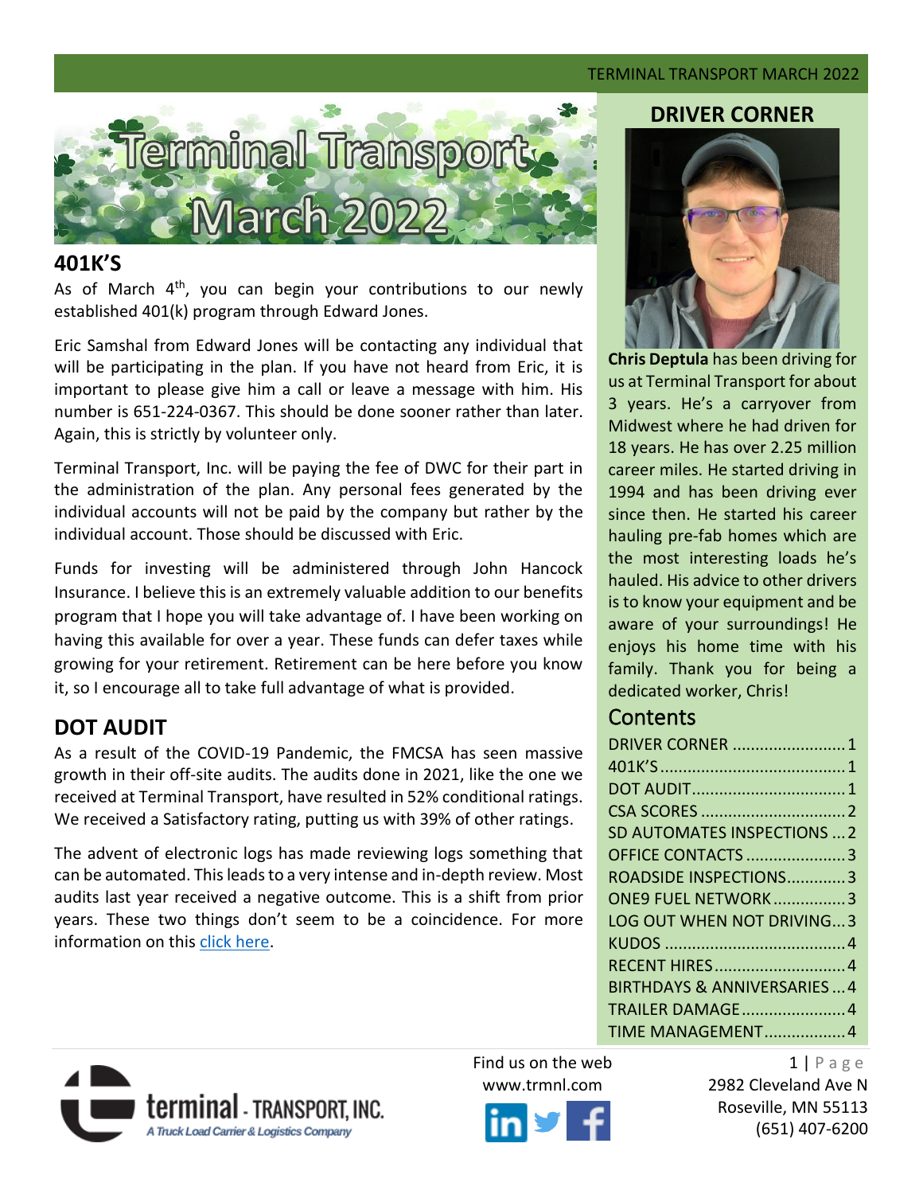# Terminal Transport March 2022

## 401K'S

As of March 4th, you can begin your contributions to our newly established 401(k) program through Edward Jones.

Eric Samshal from Edward Jones will be contacting any individual that will be participating in the plan. If you have not heard from Eric, it is important to please give him a call or leave a message with him. His number is 651-224-0367. This should be done sooner rather than later. Again, this is strictly by volunteer only.

Terminal Transport, Inc. will be paying the fee of DWC for their part in the administration of the plan. Any personal fees generated by the individual accounts will not be paid by the company but rather by the individual account. Those should be discussed with Eric.

Funds for investing will be administered through John Hancock Insurance. I believe this is an extremely valuable addition to our benefits program that I hope you will take advantage of. I have been working on having this available for over a year. These funds can defer taxes while growing for your retirement. Retirement can be here before you know it, so I encourage all to take full advantage of what is provided.

## DOT AUDIT

As a result of the COVID-19 Pandemic, the FMCSA has seen massive growth in their off-site audits. The audits done in 2021, like the one we received at Terminal Transport, have resulted in 52% conditional ratings. We received a Satisfactory rating, putting us with 39% of other ratings.

The advent of electronic logs has made reviewing logs something that can be automated. This leads to a very intense and in-depth review. Most audits last year received a negative outcome. This is a shift from prior years. These two things don't seem to be a coincidence. For more information on this click here.

## DRIVER CORNER

**Chris Deptula** has been driving for us at Terminal Transport for about 3 years. He's a carryover from Midwest where he had driven for 18 years. He has over 2.25 million career miles. He started driving in 1994 and has been driving ever since then. He started his career hauling pre-fab homes which are the most interesting loads he's hauled. His advice to other drivers is to know your equipment and be aware of your surroundings! He enjoys his home time with his family. Thank you for being a dedicated worker, Chris!

## Contents

- DRIVER CORNER ........ 1
- 401K'S ........ 1
- DOT AUDIT ........ 1
- CSA SCORES ........ 2
- SD AUTOMATES INSPECTIONS ... 2
- OFFICE CONTACTS ........ 3
- ROADSIDE INSPECTIONS ........ 3
- ONE9 FUEL NETWORK ........ 3
- LOG OUT WHEN NOT DRIVING ... 3
- KUDOS ........ 4
- RECENT HIRES ........ 4
- BIRTHDAYS & ANNIVERSARIES ... 4
- TRAILER DAMAGE ........ 4
- TIME MANAGEMENT ........ 4

terminal - TRANSPORT, INC.
*A Truck Load Carrier & Logistics Company*

Find us on the web
www.trmnl.com

2982 Cleveland Ave N
Roseville, MN 55113
(651) 407-6200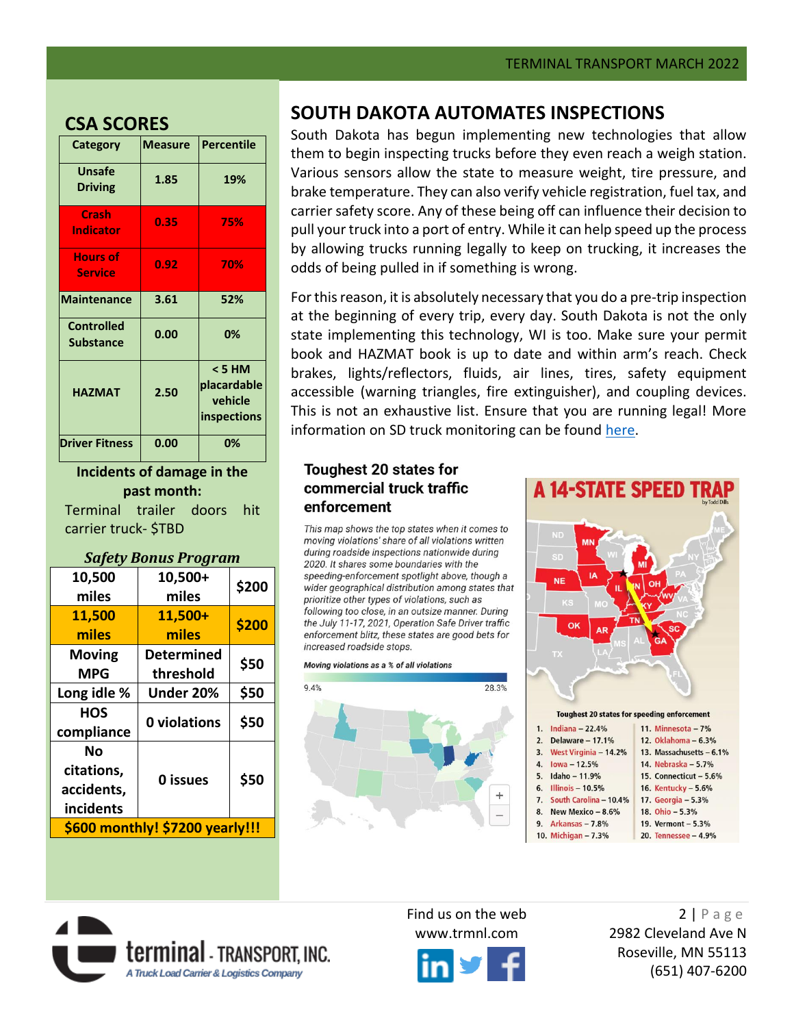## CSA SCORES

| Category | Measure | Percentile |
|---|---|---|
| Unsafe Driving | 1.85 | 19% |
| Crash Indicator | 0.35 | 75% |
| Hours of Service | 0.92 | 70% |
| Maintenance | 3.61 | 52% |
| Controlled Substance | 0.00 | 0% |
| HAZMAT | 2.50 | < 5 HM placardable vehicle inspections |
| Driver Fitness | 0.00 | 0% |

**Incidents of damage in the past month:**

Terminal trailer doors hit carrier truck- $TBD

***Safety Bonus Program***

| 10,500 miles | 10,500+ miles | $200 |
|---|---|---|
| 11,500 miles | 11,500+ miles | $200 |
| Moving MPG | Determined threshold | $50 |
| Long idle % | Under 20% | $50 |
| HOS compliance | 0 violations | $50 |
| No citations, accidents, incidents | 0 issues | $50 |
| $600 monthly! $7200 yearly!!! | | |

## SOUTH DAKOTA AUTOMATES INSPECTIONS

South Dakota has begun implementing new technologies that allow them to begin inspecting trucks before they even reach a weigh station. Various sensors allow the state to measure weight, tire pressure, and brake temperature. They can also verify vehicle registration, fuel tax, and carrier safety score. Any of these being off can influence their decision to pull your truck into a port of entry. While it can help speed up the process by allowing trucks running legally to keep on trucking, it increases the odds of being pulled in if something is wrong.

For this reason, it is absolutely necessary that you do a pre-trip inspection at the beginning of every trip, every day. South Dakota is not the only state implementing this technology, WI is too. Make sure your permit book and HAZMAT book is up to date and within arm's reach. Check brakes, lights/reflectors, fluids, air lines, tires, safety equipment accessible (warning triangles, fire extinguisher), and coupling devices. This is not an exhaustive list. Ensure that you are running legal! More information on SD truck monitoring can be found here.

### Toughest 20 states for commercial truck traffic enforcement

*This map shows the top states when it comes to moving violations' share of all violations written during roadside inspections nationwide during 2020. It shares some boundaries with the speeding-enforcement spotlight above, though a wider geographical distribution among states that prioritize other types of violations, such as following too close, in an outsize manner. During the July 11-17, 2021, Operation Safe Driver traffic enforcement blitz, these states are good bets for increased roadside stops.*

*Moving violations as a % of all violations*

9.4% — 28.3%

### A 14-STATE SPEED TRAP

by Todd Dills

**Toughest 20 states for speeding enforcement**

1. Indiana – 22.4%
2. Delaware – 17.1%
3. West Virginia – 14.2%
4. Iowa – 12.5%
5. Idaho – 11.9%
6. Illinois – 10.5%
7. South Carolina – 10.4%
8. New Mexico – 8.6%
9. Arkansas – 7.8%
10. Michigan – 7.3%
11. Minnesota – 7%
12. Oklahoma – 6.3%
13. Massachusetts – 6.1%
14. Nebraska – 5.7%
15. Connecticut – 5.6%
16. Kentucky – 5.6%
17. Georgia – 5.3%
18. Ohio – 5.3%
19. Vermont – 5.3%
20. Tennessee – 4.9%

Find us on the web
www.trmnl.com

terminal - TRANSPORT, INC.
A Truck Load Carrier & Logistics Company

2982 Cleveland Ave N
Roseville, MN 55113
(651) 407-6200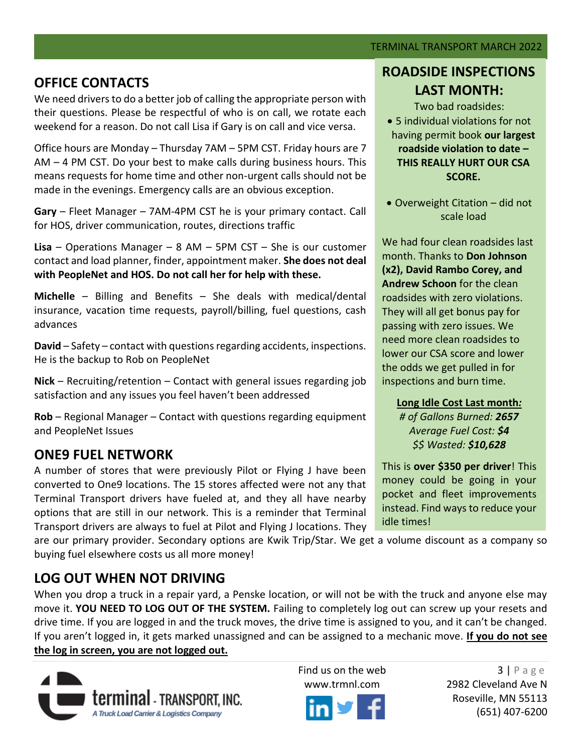## OFFICE CONTACTS

We need drivers to do a better job of calling the appropriate person with their questions. Please be respectful of who is on call, we rotate each weekend for a reason. Do not call Lisa if Gary is on call and vice versa.

Office hours are Monday – Thursday 7AM – 5PM CST. Friday hours are 7 AM – 4 PM CST. Do your best to make calls during business hours. This means requests for home time and other non-urgent calls should not be made in the evenings. Emergency calls are an obvious exception.

**Gary** – Fleet Manager – 7AM-4PM CST he is your primary contact. Call for HOS, driver communication, routes, directions traffic

**Lisa** – Operations Manager – 8 AM – 5PM CST – She is our customer contact and load planner, finder, appointment maker. **She does not deal with PeopleNet and HOS. Do not call her for help with these.**

**Michelle** – Billing and Benefits – She deals with medical/dental insurance, vacation time requests, payroll/billing, fuel questions, cash advances

**David** – Safety – contact with questions regarding accidents, inspections. He is the backup to Rob on PeopleNet

**Nick** – Recruiting/retention – Contact with general issues regarding job satisfaction and any issues you feel haven't been addressed

**Rob** – Regional Manager – Contact with questions regarding equipment and PeopleNet Issues

## ONE9 FUEL NETWORK

A number of stores that were previously Pilot or Flying J have been converted to One9 locations. The 15 stores affected were not any that Terminal Transport drivers have fueled at, and they all have nearby options that are still in our network. This is a reminder that Terminal Transport drivers are always to fuel at Pilot and Flying J locations. They are our primary provider. Secondary options are Kwik Trip/Star. We get a volume discount as a company so buying fuel elsewhere costs us all more money!

## ROADSIDE INSPECTIONS LAST MONTH:

Two bad roadsides:

- 5 individual violations for not having permit book **our largest roadside violation to date – THIS REALLY HURT OUR CSA SCORE.**
- Overweight Citation – did not scale load

We had four clean roadsides last month. Thanks to **Don Johnson (x2), David Rambo Corey, and Andrew Schoon** for the clean roadsides with zero violations. They will all get bonus pay for passing with zero issues. We need more clean roadsides to lower our CSA score and lower the odds we get pulled in for inspections and burn time.

**Long Idle Cost Last month:**

*# of Gallons Burned:* ***2657***
*Average Fuel Cost:* ***$4***
*$$ Wasted:* ***$10,628***

This is **over $350 per driver**! This money could be going in your pocket and fleet improvements instead. Find ways to reduce your idle times!

## LOG OUT WHEN NOT DRIVING

When you drop a truck in a repair yard, a Penske location, or will not be with the truck and anyone else may move it. **YOU NEED TO LOG OUT OF THE SYSTEM.** Failing to completely log out can screw up your resets and drive time. If you are logged in and the truck moves, the drive time is assigned to you, and it can't be changed. If you aren't logged in, it gets marked unassigned and can be assigned to a mechanic move. **If you do not see the log in screen, you are not logged out.**

terminal - TRANSPORT, INC.
A Truck Load Carrier & Logistics Company

Find us on the web
www.trmnl.com

2982 Cleveland Ave N
Roseville, MN 55113
(651) 407-6200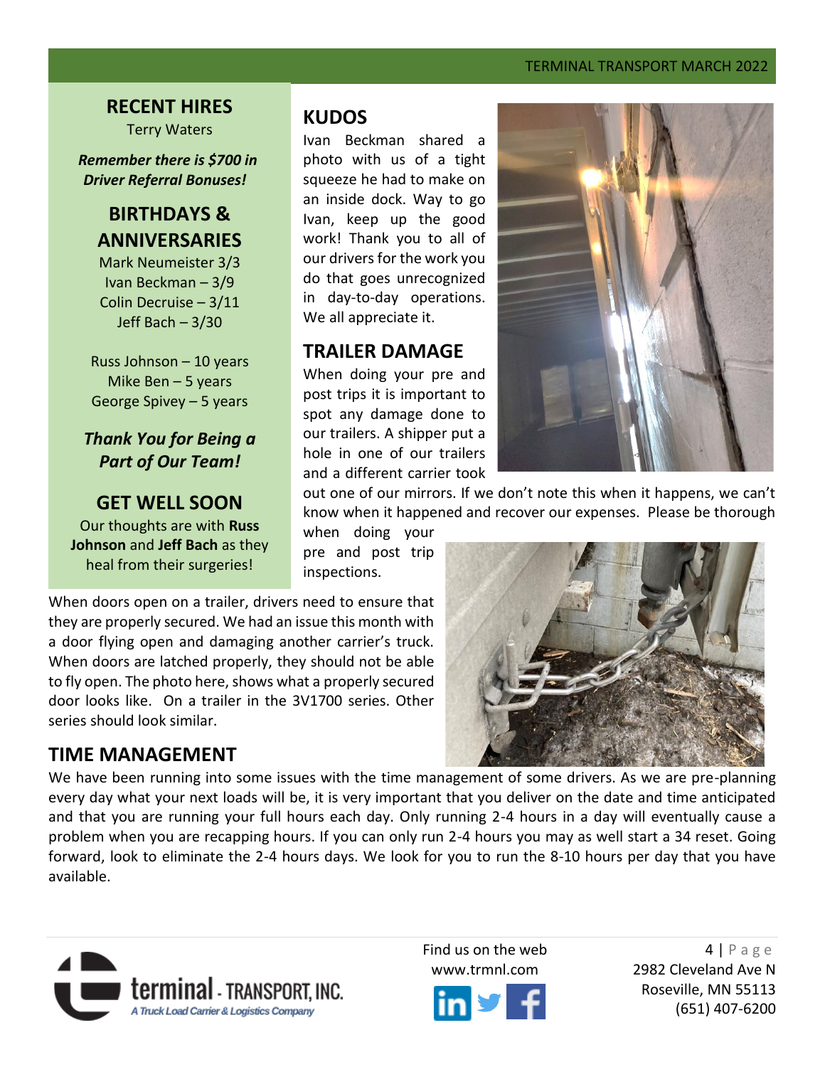## RECENT HIRES

Terry Waters

***Remember there is $700 in Driver Referral Bonuses!***

## BIRTHDAYS & ANNIVERSARIES

Mark Neumeister 3/3
Ivan Beckman – 3/9
Colin Decruise – 3/11
Jeff Bach – 3/30

Russ Johnson – 10 years
Mike Ben – 5 years
George Spivey – 5 years

***Thank You for Being a Part of Our Team!***

## GET WELL SOON

Our thoughts are with **Russ Johnson** and **Jeff Bach** as they heal from their surgeries!

## KUDOS

Ivan Beckman shared a photo with us of a tight squeeze he had to make on an inside dock. Way to go Ivan, keep up the good work! Thank you to all of our drivers for the work you do that goes unrecognized in day-to-day operations. We all appreciate it.

## TRAILER DAMAGE

When doing your pre and post trips it is important to spot any damage done to our trailers. A shipper put a hole in one of our trailers and a different carrier took out one of our mirrors. If we don't note this when it happens, we can't know when it happened and recover our expenses. Please be thorough when doing your pre and post trip inspections.

When doors open on a trailer, drivers need to ensure that they are properly secured. We had an issue this month with a door flying open and damaging another carrier's truck. When doors are latched properly, they should not be able to fly open. The photo here, shows what a properly secured door looks like. On a trailer in the 3V1700 series. Other series should look similar.

## TIME MANAGEMENT

We have been running into some issues with the time management of some drivers. As we are pre-planning every day what your next loads will be, it is very important that you deliver on the date and time anticipated and that you are running your full hours each day. Only running 2-4 hours in a day will eventually cause a problem when you are recapping hours. If you can only run 2-4 hours you may as well start a 34 reset. Going forward, look to eliminate the 2-4 hours days. We look for you to run the 8-10 hours per day that you have available.

terminal - TRANSPORT, INC.
A Truck Load Carrier & Logistics Company

Find us on the web
www.trmnl.com

2982 Cleveland Ave N
Roseville, MN 55113
(651) 407-6200